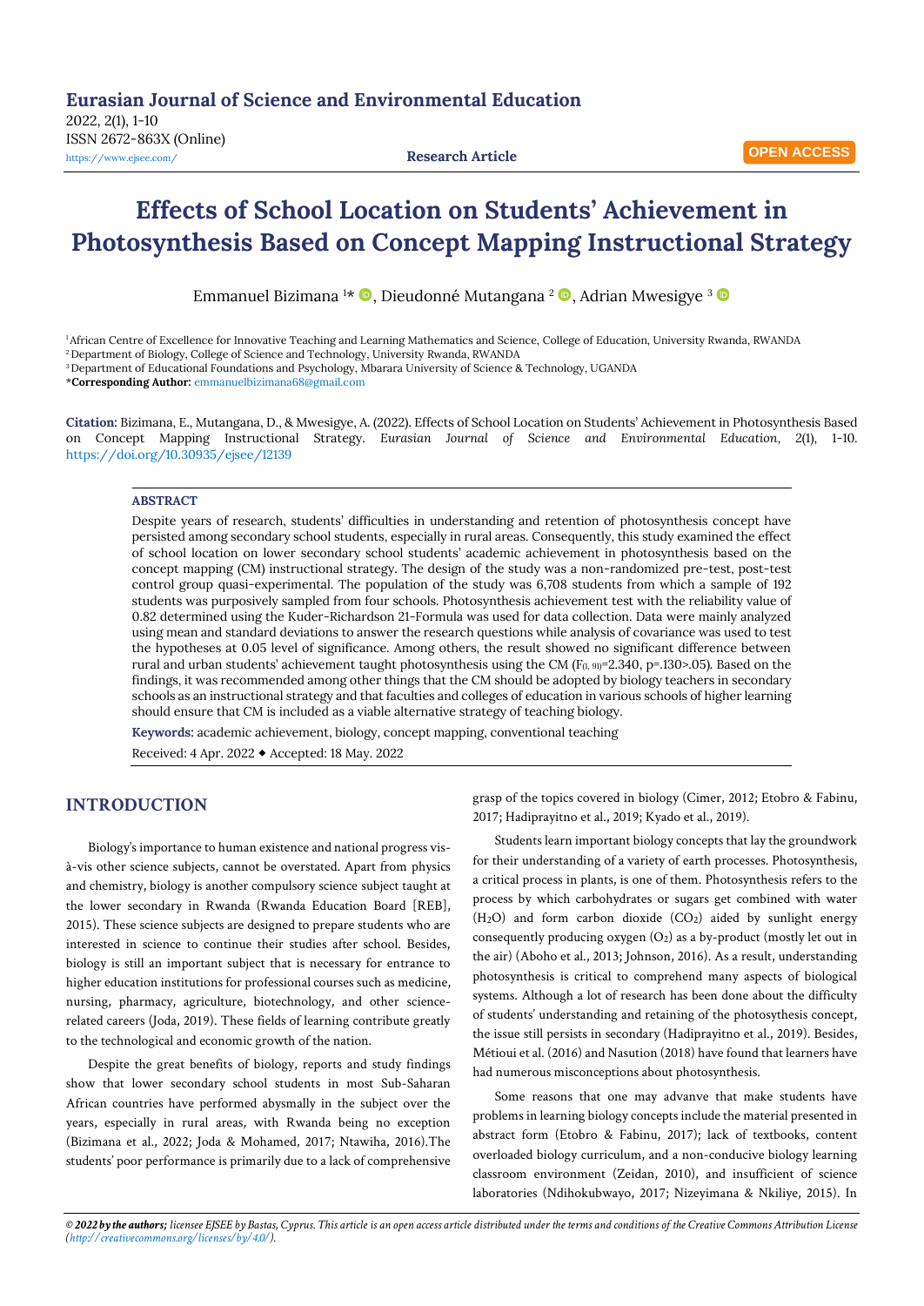Eurasian Journal of Science and Environmental Education

2022, 2(1), 1-10

ISSN 2672-863X (Online)

https://www.ejsee.com/

Research Article

OPEN ACCESS

# Effects of School Location on Students' Achievement in Photosynthesis Based on Concept Mapping Instructional Strategy

Emmanuel Bizimana [1]*, Dieudonné Mutangana [2], Adrian Mwesigye [3]

[1] African Centre of Excellence for Innovative Teaching and Learning Mathematics and Science, College of Education, University Rwanda, RWANDA

[2] Department of Biology, College of Science and Technology, University Rwanda, RWANDA

[3] Department of Educational Foundations and Psychology, Mbarara University of Science & Technology, UGANDA

***Corresponding Author:** emmanuelbizimana68@gmail.com

**Citation:** Bizimana, E., Mutangana, D., & Mwesigye, A. (2022). Effects of School Location on Students' Achievement in Photosynthesis Based on Concept Mapping Instructional Strategy. *Eurasian Journal of Science and Environmental Education*, *2*(1), 1-10. https://doi.org/10.30935/ejsee/12139

## ABSTRACT

Despite years of research, students' difficulties in understanding and retention of photosynthesis concept have persisted among secondary school students, especially in rural areas. Consequently, this study examined the effect of school location on lower secondary school students' academic achievement in photosynthesis based on the concept mapping (CM) instructional strategy. The design of the study was a non-randomized pre-test, post-test control group quasi-experimental. The population of the study was 6,708 students from which a sample of 192 students was purposively sampled from four schools. Photosynthesis achievement test with the reliability value of 0.82 determined using the Kuder-Richardson 21-Formula was used for data collection. Data were mainly analyzed using mean and standard deviations to answer the research questions while analysis of covariance was used to test the hypotheses at 0.05 level of significance. Among others, the result showed no significant difference between rural and urban students' achievement taught photosynthesis using the CM ($F_{(1, 91)}$=2.340, p=.130>.05). Based on the findings, it was recommended among other things that the CM should be adopted by biology teachers in secondary schools as an instructional strategy and that faculties and colleges of education in various schools of higher learning should ensure that CM is included as a viable alternative strategy of teaching biology.

**Keywords:** academic achievement, biology, concept mapping, conventional teaching

Received: 4 Apr. 2022 ◆ Accepted: 18 May. 2022

## INTRODUCTION

Biology's importance to human existence and national progress vis-à-vis other science subjects, cannot be overstated. Apart from physics and chemistry, biology is another compulsory science subject taught at the lower secondary in Rwanda (Rwanda Education Board [REB], 2015). These science subjects are designed to prepare students who are interested in science to continue their studies after school. Besides, biology is still an important subject that is necessary for entrance to higher education institutions for professional courses such as medicine, nursing, pharmacy, agriculture, biotechnology, and other science-related careers (Joda, 2019). These fields of learning contribute greatly to the technological and economic growth of the nation.

Despite the great benefits of biology, reports and study findings show that lower secondary school students in most Sub-Saharan African countries have performed abysmally in the subject over the years, especially in rural areas, with Rwanda being no exception (Bizimana et al., 2022; Joda & Mohamed, 2017; Ntawiha, 2016).The students' poor performance is primarily due to a lack of comprehensive grasp of the topics covered in biology (Cimer, 2012; Etobro & Fabinu, 2017; Hadiprayitno et al., 2019; Kyado et al., 2019).

Students learn important biology concepts that lay the groundwork for their understanding of a variety of earth processes. Photosynthesis, a critical process in plants, is one of them. Photosynthesis refers to the process by which carbohydrates or sugars get combined with water ($H_2O$) and form carbon dioxide ($CO_2$) aided by sunlight energy consequently producing oxygen ($O_2$) as a by-product (mostly let out in the air) (Aboho et al., 2013; Johnson, 2016). As a result, understanding photosynthesis is critical to comprehend many aspects of biological systems. Although a lot of research has been done about the difficulty of students' understanding and retaining of the photosynthesis concept, the issue still persists in secondary (Hadiprayitno et al., 2019). Besides, Métioui et al. (2016) and Nasution (2018) have found that learners have had numerous misconceptions about photosynthesis.

Some reasons that one may advanve that make students have problems in learning biology concepts include the material presented in abstract form (Etobro & Fabinu, 2017); lack of textbooks, content overloaded biology curriculum, and a non-conducive biology learning classroom environment (Zeidan, 2010), and insufficient of science laboratories (Ndihokubwayo, 2017; Nizeyimana & Nkiliye, 2015). In

*© 2022 by the authors; licensee EJSEE by Bastas, Cyprus. This article is an open access article distributed under the terms and conditions of the Creative Commons Attribution License (http://creativecommons.org/licenses/by/4.0/).*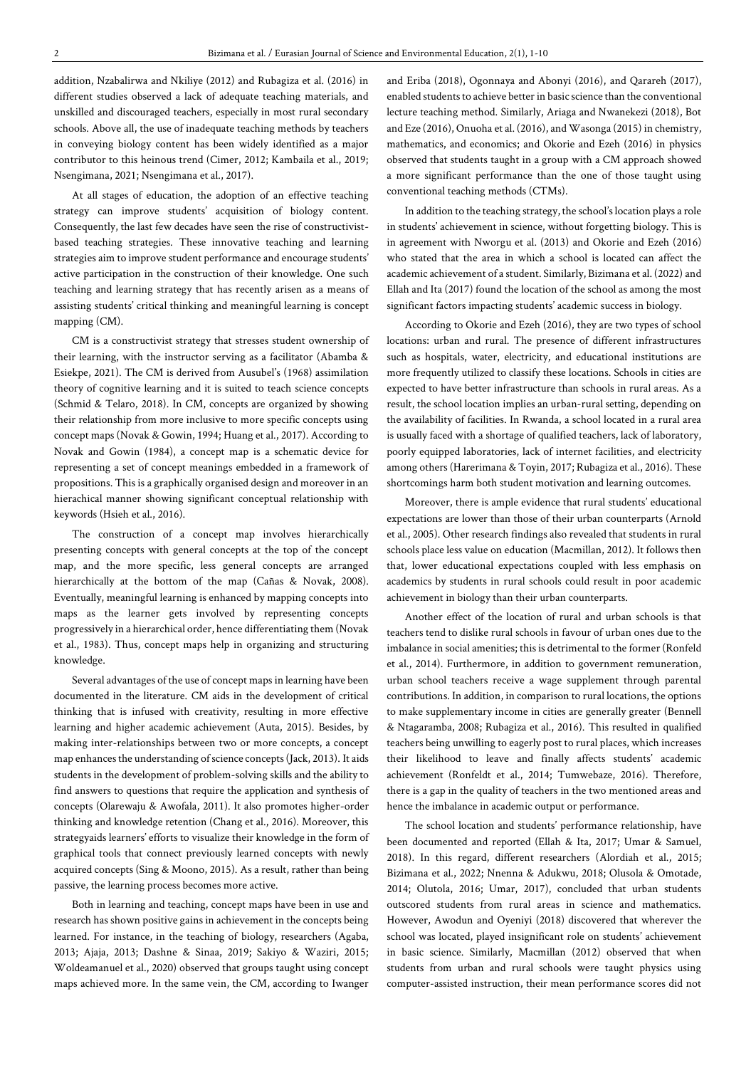addition, Nzabalirwa and Nkiliye (2012) and Rubagiza et al. (2016) in different studies observed a lack of adequate teaching materials, and unskilled and discouraged teachers, especially in most rural secondary schools. Above all, the use of inadequate teaching methods by teachers in conveying biology content has been widely identified as a major contributor to this heinous trend (Cimer, 2012; Kambaila et al., 2019; Nsengimana, 2021; Nsengimana et al., 2017).

At all stages of education, the adoption of an effective teaching strategy can improve students' acquisition of biology content. Consequently, the last few decades have seen the rise of constructivist-based teaching strategies. These innovative teaching and learning strategies aim to improve student performance and encourage students' active participation in the construction of their knowledge. One such teaching and learning strategy that has recently arisen as a means of assisting students' critical thinking and meaningful learning is concept mapping (CM).

CM is a constructivist strategy that stresses student ownership of their learning, with the instructor serving as a facilitator (Abamba & Esiekpe, 2021). The CM is derived from Ausubel's (1968) assimilation theory of cognitive learning and it is suited to teach science concepts (Schmid & Telaro, 2018). In CM, concepts are organized by showing their relationship from more inclusive to more specific concepts using concept maps (Novak & Gowin, 1994; Huang et al., 2017). According to Novak and Gowin (1984), a concept map is a schematic device for representing a set of concept meanings embedded in a framework of propositions. This is a graphically organised design and moreover in an hierachical manner showing significant conceptual relationship with keywords (Hsieh et al., 2016).

The construction of a concept map involves hierarchically presenting concepts with general concepts at the top of the concept map, and the more specific, less general concepts are arranged hierarchically at the bottom of the map (Cañas & Novak, 2008). Eventually, meaningful learning is enhanced by mapping concepts into maps as the learner gets involved by representing concepts progressively in a hierarchical order, hence differentiating them (Novak et al., 1983). Thus, concept maps help in organizing and structuring knowledge.

Several advantages of the use of concept maps in learning have been documented in the literature. CM aids in the development of critical thinking that is infused with creativity, resulting in more effective learning and higher academic achievement (Auta, 2015). Besides, by making inter-relationships between two or more concepts, a concept map enhances the understanding of science concepts (Jack, 2013). It aids students in the development of problem-solving skills and the ability to find answers to questions that require the application and synthesis of concepts (Olarewaju & Awofala, 2011). It also promotes higher-order thinking and knowledge retention (Chang et al., 2016). Moreover, this strategyaids learners' efforts to visualize their knowledge in the form of graphical tools that connect previously learned concepts with newly acquired concepts (Sing & Moono, 2015). As a result, rather than being passive, the learning process becomes more active.

Both in learning and teaching, concept maps have been in use and research has shown positive gains in achievement in the concepts being learned. For instance, in the teaching of biology, researchers (Agaba, 2013; Ajaja, 2013; Dashne & Sinaa, 2019; Sakiyo & Waziri, 2015; Woldeamanuel et al., 2020) observed that groups taught using concept maps achieved more. In the same vein, the CM, according to Iwanger and Eriba (2018), Ogonnaya and Abonyi (2016), and Qarareh (2017), enabled students to achieve better in basic science than the conventional lecture teaching method. Similarly, Ariaga and Nwanekezi (2018), Bot and Eze (2016), Onuoha et al. (2016), and Wasonga (2015) in chemistry, mathematics, and economics; and Okorie and Ezeh (2016) in physics observed that students taught in a group with a CM approach showed a more significant performance than the one of those taught using conventional teaching methods (CTMs).

In addition to the teaching strategy, the school's location plays a role in students' achievement in science, without forgetting biology. This is in agreement with Nworgu et al. (2013) and Okorie and Ezeh (2016) who stated that the area in which a school is located can affect the academic achievement of a student. Similarly, Bizimana et al. (2022) and Ellah and Ita (2017) found the location of the school as among the most significant factors impacting students' academic success in biology.

According to Okorie and Ezeh (2016), they are two types of school locations: urban and rural. The presence of different infrastructures such as hospitals, water, electricity, and educational institutions are more frequently utilized to classify these locations. Schools in cities are expected to have better infrastructure than schools in rural areas. As a result, the school location implies an urban-rural setting, depending on the availability of facilities. In Rwanda, a school located in a rural area is usually faced with a shortage of qualified teachers, lack of laboratory, poorly equipped laboratories, lack of internet facilities, and electricity among others (Harerimana & Toyin, 2017; Rubagiza et al., 2016). These shortcomings harm both student motivation and learning outcomes.

Moreover, there is ample evidence that rural students' educational expectations are lower than those of their urban counterparts (Arnold et al., 2005). Other research findings also revealed that students in rural schools place less value on education (Macmillan, 2012). It follows then that, lower educational expectations coupled with less emphasis on academics by students in rural schools could result in poor academic achievement in biology than their urban counterparts.

Another effect of the location of rural and urban schools is that teachers tend to dislike rural schools in favour of urban ones due to the imbalance in social amenities; this is detrimental to the former (Ronfeld et al., 2014). Furthermore, in addition to government remuneration, urban school teachers receive a wage supplement through parental contributions. In addition, in comparison to rural locations, the options to make supplementary income in cities are generally greater (Bennell & Ntagaramba, 2008; Rubagiza et al., 2016). This resulted in qualified teachers being unwilling to eagerly post to rural places, which increases their likelihood to leave and finally affects students' academic achievement (Ronfeldt et al., 2014; Tumwebaze, 2016). Therefore, there is a gap in the quality of teachers in the two mentioned areas and hence the imbalance in academic output or performance.

The school location and students' performance relationship, have been documented and reported (Ellah & Ita, 2017; Umar & Samuel, 2018). In this regard, different researchers (Alordiah et al., 2015; Bizimana et al., 2022; Nnenna & Adukwu, 2018; Olusola & Omotade, 2014; Olutola, 2016; Umar, 2017), concluded that urban students outscored students from rural areas in science and mathematics. However, Awodun and Oyeniyi (2018) discovered that wherever the school was located, played insignificant role on students' achievement in basic science. Similarly, Macmillan (2012) observed that when students from urban and rural schools were taught physics using computer-assisted instruction, their mean performance scores did not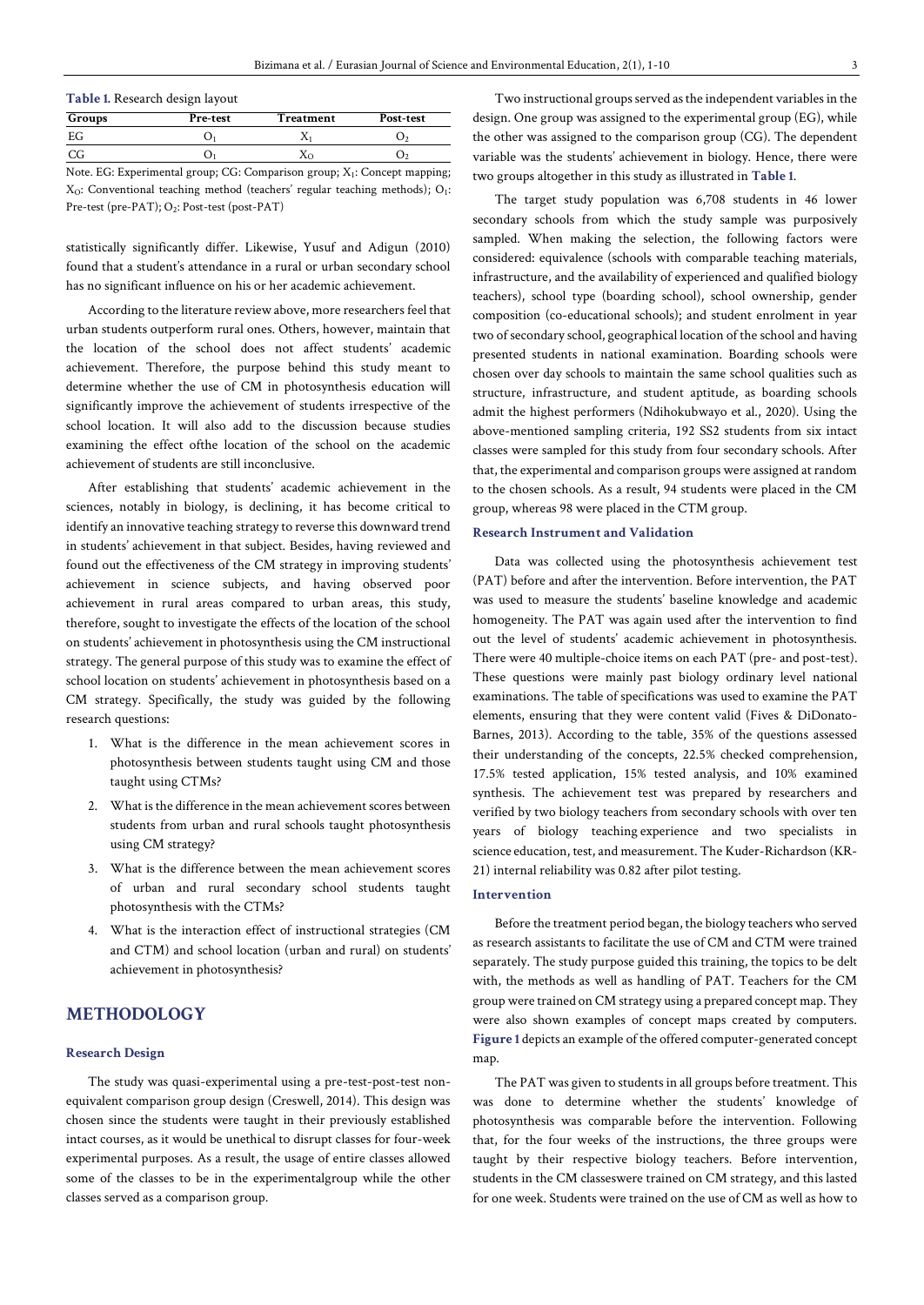**Table 1.** Research design layout

| Groups | Pre-test | Treatment | Post-test |
|---|---|---|---|
| EG | $O_1$ | $X_1$ | $O_2$ |
| CG | $O_1$ | $X_O$ | $O_2$ |

Note. EG: Experimental group; CG: Comparison group; $X_1$: Concept mapping; $X_O$: Conventional teaching method (teachers' regular teaching methods); $O_1$: Pre-test (pre-PAT); $O_2$: Post-test (post-PAT)

statistically significantly differ. Likewise, Yusuf and Adigun (2010) found that a student's attendance in a rural or urban secondary school has no significant influence on his or her academic achievement.

According to the literature review above, more researchers feel that urban students outperform rural ones. Others, however, maintain that the location of the school does not affect students' academic achievement. Therefore, the purpose behind this study meant to determine whether the use of CM in photosynthesis education will significantly improve the achievement of students irrespective of the school location. It will also add to the discussion because studies examining the effect ofthe location of the school on the academic achievement of students are still inconclusive.

After establishing that students' academic achievement in the sciences, notably in biology, is declining, it has become critical to identify an innovative teaching strategy to reverse this downward trend in students' achievement in that subject. Besides, having reviewed and found out the effectiveness of the CM strategy in improving students' achievement in science subjects, and having observed poor achievement in rural areas compared to urban areas, this study, therefore, sought to investigate the effects of the location of the school on students' achievement in photosynthesis using the CM instructional strategy. The general purpose of this study was to examine the effect of school location on students' achievement in photosynthesis based on a CM strategy. Specifically, the study was guided by the following research questions:

1. What is the difference in the mean achievement scores in photosynthesis between students taught using CM and those taught using CTMs?
2. What is the difference in the mean achievement scores between students from urban and rural schools taught photosynthesis using CM strategy?
3. What is the difference between the mean achievement scores of urban and rural secondary school students taught photosynthesis with the CTMs?
4. What is the interaction effect of instructional strategies (CM and CTM) and school location (urban and rural) on students' achievement in photosynthesis?

## METHODOLOGY

### Research Design

The study was quasi-experimental using a pre-test-post-test non-equivalent comparison group design (Creswell, 2014). This design was chosen since the students were taught in their previously established intact courses, as it would be unethical to disrupt classes for four-week experimental purposes. As a result, the usage of entire classes allowed some of the classes to be in the experimentalgroup while the other classes served as a comparison group.

Two instructional groups served as the independent variables in the design. One group was assigned to the experimental group (EG), while the other was assigned to the comparison group (CG). The dependent variable was the students' achievement in biology. Hence, there were two groups altogether in this study as illustrated in **Table 1**.

The target study population was 6,708 students in 46 lower secondary schools from which the study sample was purposively sampled. When making the selection, the following factors were considered: equivalence (schools with comparable teaching materials, infrastructure, and the availability of experienced and qualified biology teachers), school type (boarding school), school ownership, gender composition (co-educational schools); and student enrolment in year two of secondary school, geographical location of the school and having presented students in national examination. Boarding schools were chosen over day schools to maintain the same school qualities such as structure, infrastructure, and student aptitude, as boarding schools admit the highest performers (Ndihokubwayo et al., 2020). Using the above-mentioned sampling criteria, 192 SS2 students from six intact classes were sampled for this study from four secondary schools. After that, the experimental and comparison groups were assigned at random to the chosen schools. As a result, 94 students were placed in the CM group, whereas 98 were placed in the CTM group.

### Research Instrument and Validation

Data was collected using the photosynthesis achievement test (PAT) before and after the intervention. Before intervention, the PAT was used to measure the students' baseline knowledge and academic homogeneity. The PAT was again used after the intervention to find out the level of students' academic achievement in photosynthesis. There were 40 multiple-choice items on each PAT (pre- and post-test). These questions were mainly past biology ordinary level national examinations. The table of specifications was used to examine the PAT elements, ensuring that they were content valid (Fives & DiDonato-Barnes, 2013). According to the table, 35% of the questions assessed their understanding of the concepts, 22.5% checked comprehension, 17.5% tested application, 15% tested analysis, and 10% examined synthesis. The achievement test was prepared by researchers and verified by two biology teachers from secondary schools with over ten years of biology teaching experience and two specialists in science education, test, and measurement. The Kuder-Richardson (KR-21) internal reliability was 0.82 after pilot testing.

### Intervention

Before the treatment period began, the biology teachers who served as research assistants to facilitate the use of CM and CTM were trained separately. The study purpose guided this training, the topics to be delt with, the methods as well as handling of PAT. Teachers for the CM group were trained on CM strategy using a prepared concept map. They were also shown examples of concept maps created by computers. **Figure 1** depicts an example of the offered computer-generated concept map.

The PAT was given to students in all groups before treatment. This was done to determine whether the students' knowledge of photosynthesis was comparable before the intervention. Following that, for the four weeks of the instructions, the three groups were taught by their respective biology teachers. Before intervention, students in the CM classeswere trained on CM strategy, and this lasted for one week. Students were trained on the use of CM as well as how to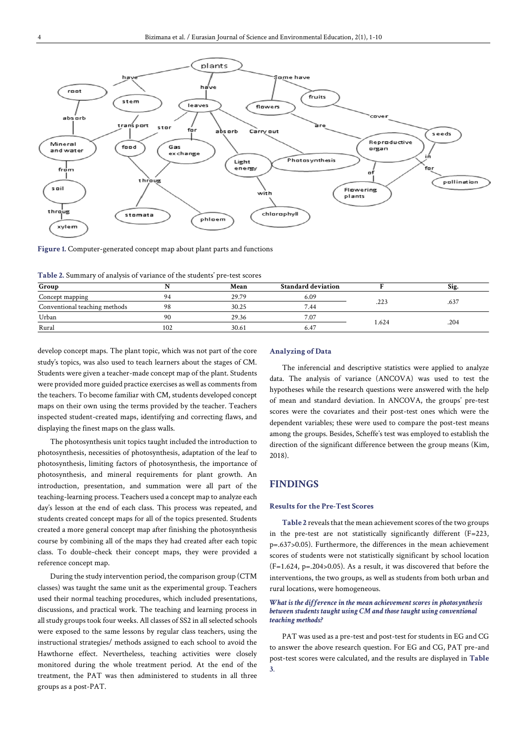**Figure 1.** Computer-generated concept map about plant parts and functions

**Table 2.** Summary of analysis of variance of the students' pre-test scores

| Group | N | Mean | Standard deviation | F | Sig. |
|---|---|---|---|---|---|
| Concept mapping | 94 | 29.79 | 6.09 | .223 | .637 |
| Conventional teaching methods | 98 | 30.25 | 7.44 | | |
| Urban | 90 | 29.36 | 7.07 | 1.624 | .204 |
| Rural | 102 | 30.61 | 6.47 | | |

develop concept maps. The plant topic, which was not part of the core study's topics, was also used to teach learners about the stages of CM. Students were given a teacher-made concept map of the plant. Students were provided more guided practice exercises as well as comments from the teachers. To become familiar with CM, students developed concept maps on their own using the terms provided by the teacher. Teachers inspected student-created maps, identifying and correcting flaws, and displaying the finest maps on the glass walls.

The photosynthesis unit topics taught included the introduction to photosynthesis, necessities of photosynthesis, adaptation of the leaf to photosynthesis, limiting factors of photosynthesis, the importance of photosynthesis, and mineral requirements for plant growth. An introduction, presentation, and summation were all part of the teaching-learning process. Teachers used a concept map to analyze each day's lesson at the end of each class. This process was repeated, and students created concept maps for all of the topics presented. Students created a more general concept map after finishing the photosynthesis course by combining all of the maps they had created after each topic class. To double-check their concept maps, they were provided a reference concept map.

During the study intervention period, the comparison group (CTM classes) was taught the same unit as the experimental group. Teachers used their normal teaching procedures, which included presentations, discussions, and practical work. The teaching and learning process in all study groups took four weeks. All classes of SS2 in all selected schools were exposed to the same lessons by regular class teachers, using the instructional strategies/ methods assigned to each school to avoid the Hawthorne effect. Nevertheless, teaching activities were closely monitored during the whole treatment period. At the end of the treatment, the PAT was then administered to students in all three groups as a post-PAT.

### Analyzing of Data

The inferencial and descriptive statistics were applied to analyze data. The analysis of variance (ANCOVA) was used to test the hypotheses while the research questions were answered with the help of mean and standard deviation. In ANCOVA, the groups' pre-test scores were the covariates and their post-test ones which were the dependent variables; these were used to compare the post-test means among the groups. Besides, Scheffe's test was employed to establish the direction of the significant difference between the group means (Kim, 2018).

## FINDINGS

### Results for the Pre-Test Scores

**Table 2** reveals that the mean achievement scores of the two groups in the pre-test are not statistically significantly different (F=223, p=.637>0.05). Furthermore, the differences in the mean achievement scores of students were not statistically significant by school location (F=1.624, p=.204>0.05). As a result, it was discovered that before the interventions, the two groups, as well as students from both urban and rural locations, were homogeneous.

#### *What is the difference in the mean achievement scores in photosynthesis between students taught using CM and those taught using conventional teaching methods?*

PAT was used as a pre-test and post-test for students in EG and CG to answer the above research question. For EG and CG, PAT pre-and post-test scores were calculated, and the results are displayed in **Table 3**.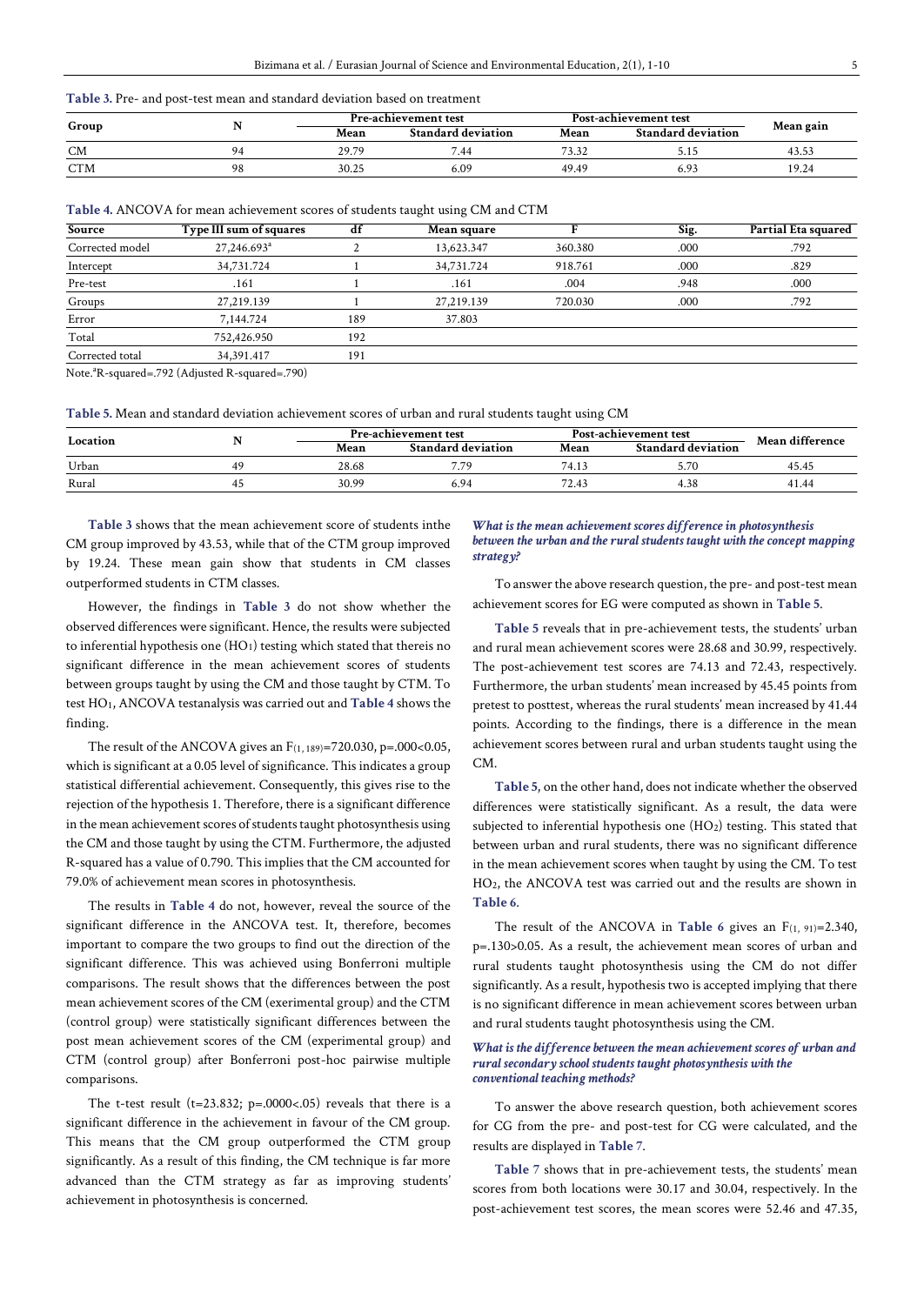**Table 3.** Pre- and post-test mean and standard deviation based on treatment

| Group | N | Pre-achievement test | | Post-achievement test | | Mean gain |
|---|---|---|---|---|---|---|
| | | Mean | Standard deviation | Mean | Standard deviation | |
| CM | 94 | 29.79 | 7.44 | 73.32 | 5.15 | 43.53 |
| CTM | 98 | 30.25 | 6.09 | 49.49 | 6.93 | 19.24 |

**Table 4.** ANCOVA for mean achievement scores of students taught using CM and CTM

| Source | Type III sum of squares | df | Mean square | F | Sig. | Partial Eta squared |
|---|---|---|---|---|---|---|
| Corrected model | 27,246.693[a] | 2 | 13,623.347 | 360.380 | .000 | .792 |
| Intercept | 34,731.724 | 1 | 34,731.724 | 918.761 | .000 | .829 |
| Pre-test | .161 | 1 | .161 | .004 | .948 | .000 |
| Groups | 27,219.139 | 1 | 27,219.139 | 720.030 | .000 | .792 |
| Error | 7,144.724 | 189 | 37.803 | | | |
| Total | 752,426.950 | 192 | | | | |
| Corrected total | 34,391.417 | 191 | | | | |

Note.[a]R-squared=.792 (Adjusted R-squared=.790)

**Table 5.** Mean and standard deviation achievement scores of urban and rural students taught using CM

| Location | N | Pre-achievement test | | Post-achievement test | | Mean difference |
|---|---|---|---|---|---|---|
| | | Mean | Standard deviation | Mean | Standard deviation | |
| Urban | 49 | 28.68 | 7.79 | 74.13 | 5.70 | 45.45 |
| Rural | 45 | 30.99 | 6.94 | 72.43 | 4.38 | 41.44 |

**Table 3** shows that the mean achievement score of students inthe CM group improved by 43.53, while that of the CTM group improved by 19.24. These mean gain show that students in CM classes outperformed students in CTM classes.

However, the findings in **Table 3** do not show whether the observed differences were significant. Hence, the results were subjected to inferential hypothesis one ($HO_1$) testing which stated that thereis no significant difference in the mean achievement scores of students between groups taught by using the CM and those taught by CTM. To test $HO_1$, ANCOVA testanalysis was carried out and **Table 4** shows the finding.

The result of the ANCOVA gives an $F_{(1, 189)}=720.030$, $p=.000<0.05$, which is significant at a 0.05 level of significance. This indicates a group statistical differential achievement. Consequently, this gives rise to the rejection of the hypothesis 1. Therefore, there is a significant difference in the mean achievement scores of students taught photosynthesis using the CM and those taught by using the CTM. Furthermore, the adjusted R-squared has a value of 0.790. This implies that the CM accounted for 79.0% of achievement mean scores in photosynthesis.

The results in **Table 4** do not, however, reveal the source of the significant difference in the ANCOVA test. It, therefore, becomes important to compare the two groups to find out the direction of the significant difference. This was achieved using Bonferroni multiple comparisons. The result shows that the differences between the post mean achievement scores of the CM (exerimental group) and the CTM (control group) were statistically significant differences between the post mean achievement scores of the CM (experimental group) and CTM (control group) after Bonferroni post-hoc pairwise multiple comparisons.

The t-test result ($t=23.832$; $p=.0000<.05$) reveals that there is a significant difference in the achievement in favour of the CM group. This means that the CM group outperformed the CTM group significantly. As a result of this finding, the CM technique is far more advanced than the CTM strategy as far as improving students' achievement in photosynthesis is concerned.

### *What is the mean achievement scores difference in photosynthesis between the urban and the rural students taught with the concept mapping strategy?*

To answer the above research question, the pre- and post-test mean achievement scores for EG were computed as shown in **Table 5**.

**Table 5** reveals that in pre-achievement tests, the students' urban and rural mean achievement scores were 28.68 and 30.99, respectively. The post-achievement test scores are 74.13 and 72.43, respectively. Furthermore, the urban students' mean increased by 45.45 points from pretest to posttest, whereas the rural students' mean increased by 41.44 points. According to the findings, there is a difference in the mean achievement scores between rural and urban students taught using the CM.

**Table 5**, on the other hand, does not indicate whether the observed differences were statistically significant. As a result, the data were subjected to inferential hypothesis one ($HO_2$) testing. This stated that between urban and rural students, there was no significant difference in the mean achievement scores when taught by using the CM. To test $HO_2$, the ANCOVA test was carried out and the results are shown in **Table 6**.

The result of the ANCOVA in **Table 6** gives an $F_{(1, 91)}=2.340$, $p=.130>0.05$. As a result, the achievement mean scores of urban and rural students taught photosynthesis using the CM do not differ significantly. As a result, hypothesis two is accepted implying that there is no significant difference in mean achievement scores between urban and rural students taught photosynthesis using the CM.

### *What is the difference between the mean achievement scores of urban and rural secondary school students taught photosynthesis with the conventional teaching methods?*

To answer the above research question, both achievement scores for CG from the pre- and post-test for CG were calculated, and the results are displayed in **Table 7**.

**Table 7** shows that in pre-achievement tests, the students' mean scores from both locations were 30.17 and 30.04, respectively. In the post-achievement test scores, the mean scores were 52.46 and 47.35,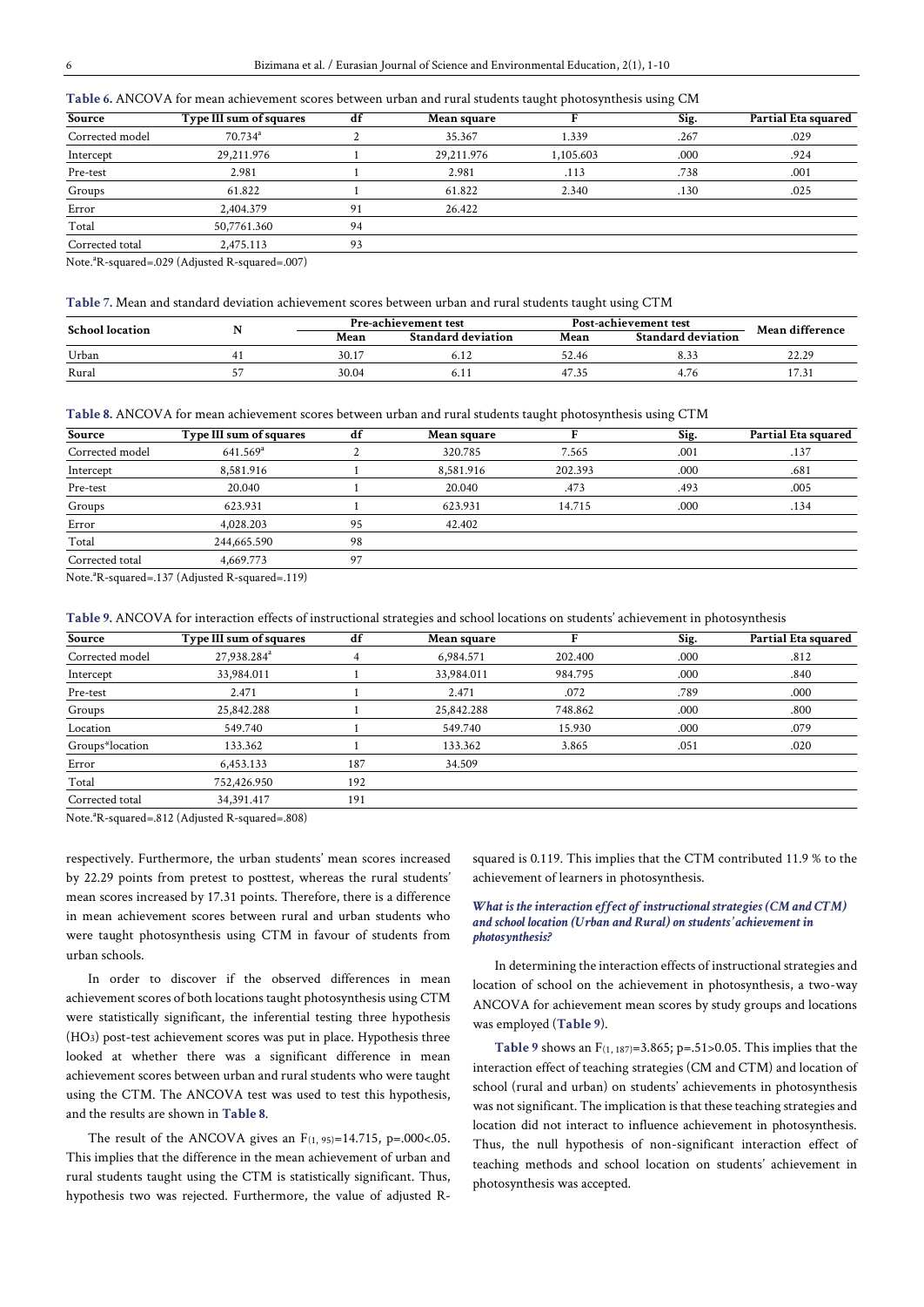**Table 6.** ANCOVA for mean achievement scores between urban and rural students taught photosynthesis using CM

| Source | Type III sum of squares | df | Mean square | F | Sig. | Partial Eta squared |
|---|---|---|---|---|---|---|
| Corrected model | 70.734[a] | 2 | 35.367 | 1.339 | .267 | .029 |
| Intercept | 29,211.976 | 1 | 29,211.976 | 1,105.603 | .000 | .924 |
| Pre-test | 2.981 | 1 | 2.981 | .113 | .738 | .001 |
| Groups | 61.822 | 1 | 61.822 | 2.340 | .130 | .025 |
| Error | 2,404.379 | 91 | 26.422 | | | |
| Total | 50,7761.360 | 94 | | | | |
| Corrected total | 2,475.113 | 93 | | | | |

Note.[a]R-squared=.029 (Adjusted R-squared=.007)

**Table 7.** Mean and standard deviation achievement scores between urban and rural students taught using CTM

| School location | N | Pre-achievement test | | Post-achievement test | | Mean difference |
|---|---|---|---|---|---|---|
| | | Mean | Standard deviation | Mean | Standard deviation | |
| Urban | 41 | 30.17 | 6.12 | 52.46 | 8.33 | 22.29 |
| Rural | 57 | 30.04 | 6.11 | 47.35 | 4.76 | 17.31 |

**Table 8.** ANCOVA for mean achievement scores between urban and rural students taught photosynthesis using CTM

| Source | Type III sum of squares | df | Mean square | F | Sig. | Partial Eta squared |
|---|---|---|---|---|---|---|
| Corrected model | 641.569[a] | 2 | 320.785 | 7.565 | .001 | .137 |
| Intercept | 8,581.916 | 1 | 8,581.916 | 202.393 | .000 | .681 |
| Pre-test | 20.040 | 1 | 20.040 | .473 | .493 | .005 |
| Groups | 623.931 | 1 | 623.931 | 14.715 | .000 | .134 |
| Error | 4,028.203 | 95 | 42.402 | | | |
| Total | 244,665.590 | 98 | | | | |
| Corrected total | 4,669.773 | 97 | | | | |

Note.[a]R-squared=.137 (Adjusted R-squared=.119)

**Table 9.** ANCOVA for interaction effects of instructional strategies and school locations on students' achievement in photosynthesis

| Source | Type III sum of squares | df | Mean square | F | Sig. | Partial Eta squared |
|---|---|---|---|---|---|---|
| Corrected model | 27,938.284[a] | 4 | 6,984.571 | 202.400 | .000 | .812 |
| Intercept | 33,984.011 | 1 | 33,984.011 | 984.795 | .000 | .840 |
| Pre-test | 2.471 | 1 | 2.471 | .072 | .789 | .000 |
| Groups | 25,842.288 | 1 | 25,842.288 | 748.862 | .000 | .800 |
| Location | 549.740 | 1 | 549.740 | 15.930 | .000 | .079 |
| Groups*location | 133.362 | 1 | 133.362 | 3.865 | .051 | .020 |
| Error | 6,453.133 | 187 | 34.509 | | | |
| Total | 752,426.950 | 192 | | | | |
| Corrected total | 34,391.417 | 191 | | | | |

Note.[a]R-squared=.812 (Adjusted R-squared=.808)

respectively. Furthermore, the urban students' mean scores increased by 22.29 points from pretest to posttest, whereas the rural students' mean scores increased by 17.31 points. Therefore, there is a difference in mean achievement scores between rural and urban students who were taught photosynthesis using CTM in favour of students from urban schools.

In order to discover if the observed differences in mean achievement scores of both locations taught photosynthesis using CTM were statistically significant, the inferential testing three hypothesis ($HO_3$) post-test achievement scores was put in place. Hypothesis three looked at whether there was a significant difference in mean achievement scores between urban and rural students who were taught using the CTM. The ANCOVA test was used to test this hypothesis, and the results are shown in **Table 8**.

The result of the ANCOVA gives an $F_{(1, 95)}=14.715$, $p=.000<.05$. This implies that the difference in the mean achievement of urban and rural students taught using the CTM is statistically significant. Thus, hypothesis two was rejected. Furthermore, the value of adjusted R-squared is 0.119. This implies that the CTM contributed 11.9 % to the achievement of learners in photosynthesis.

### *What is the interaction effect of instructional strategies (CM and CTM) and school location (Urban and Rural) on students' achievement in photosynthesis?*

In determining the interaction effects of instructional strategies and location of school on the achievement in photosynthesis, a two-way ANCOVA for achievement mean scores by study groups and locations was employed (**Table 9**).

**Table 9** shows an $F_{(1, 187)}=3.865$; $p=.51>0.05$. This implies that the interaction effect of teaching strategies (CM and CTM) and location of school (rural and urban) on students' achievements in photosynthesis was not significant. The implication is that these teaching strategies and location did not interact to influence achievement in photosynthesis. Thus, the null hypothesis of non-significant interaction effect of teaching methods and school location on students' achievement in photosynthesis was accepted.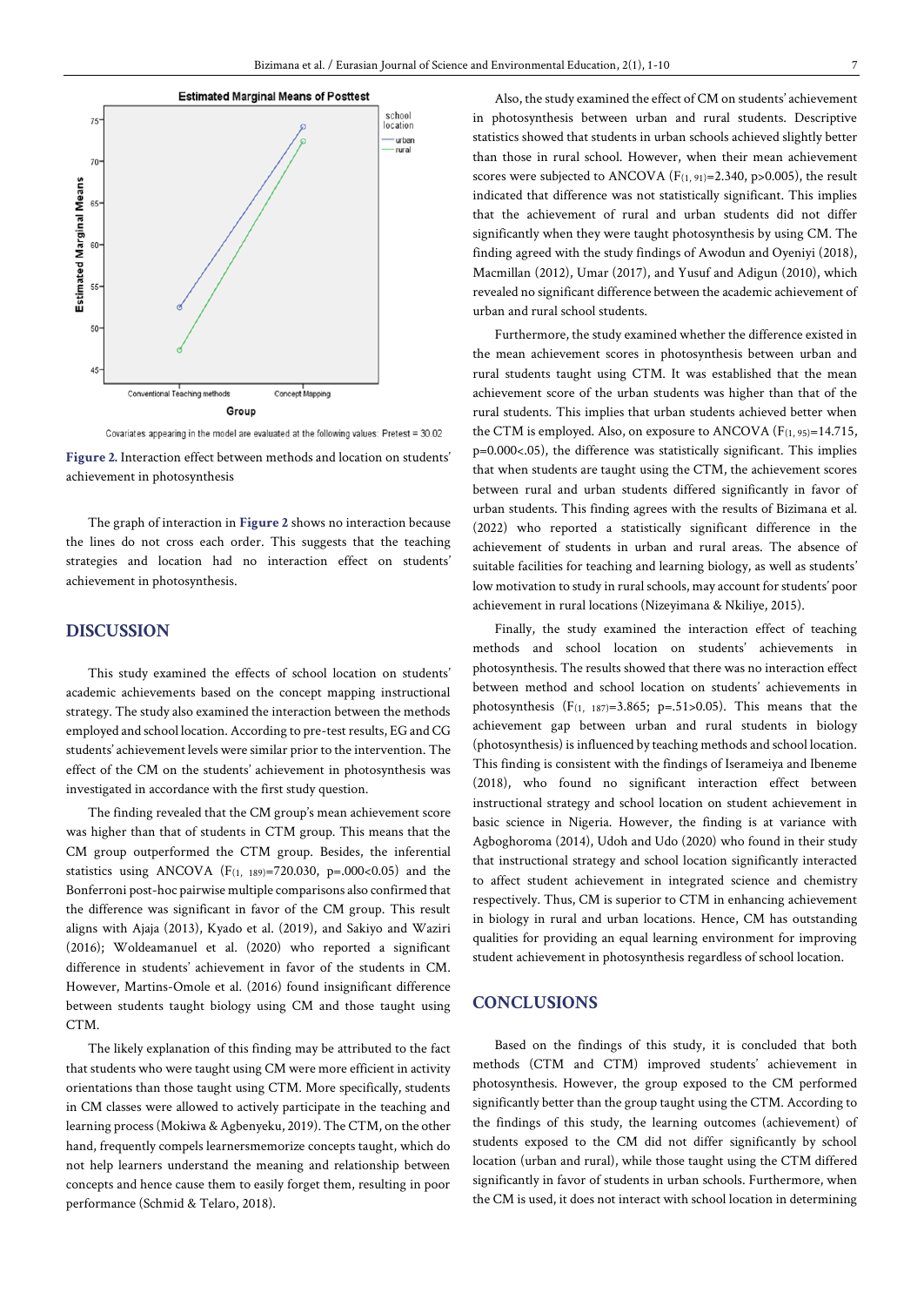Figure 2. Interaction effect between methods and location on students' achievement in photosynthesis

The graph of interaction in Figure 2 shows no interaction because the lines do not cross each order. This suggests that the teaching strategies and location had no interaction effect on students' achievement in photosynthesis.

## DISCUSSION

This study examined the effects of school location on students' academic achievements based on the concept mapping instructional strategy. The study also examined the interaction between the methods employed and school location. According to pre-test results, EG and CG students' achievement levels were similar prior to the intervention. The effect of the CM on the students' achievement in photosynthesis was investigated in accordance with the first study question.

The finding revealed that the CM group's mean achievement score was higher than that of students in CTM group. This means that the CM group outperformed the CTM group. Besides, the inferential statistics using ANCOVA ($F_{(1,\ 189)}$=720.030, p=.000<0.05) and the Bonferroni post-hoc pairwise multiple comparisons also confirmed that the difference was significant in favor of the CM group. This result aligns with Ajaja (2013), Kyado et al. (2019), and Sakiyo and Waziri (2016); Woldeamanuel et al. (2020) who reported a significant difference in students' achievement in favor of the students in CM. However, Martins-Omole et al. (2016) found insignificant difference between students taught biology using CM and those taught using CTM.

The likely explanation of this finding may be attributed to the fact that students who were taught using CM were more efficient in activity orientations than those taught using CTM. More specifically, students in CM classes were allowed to actively participate in the teaching and learning process (Mokiwa & Agbenyeku, 2019). The CTM, on the other hand, frequently compels learnersmemorize concepts taught, which do not help learners understand the meaning and relationship between concepts and hence cause them to easily forget them, resulting in poor performance (Schmid & Telaro, 2018).

Also, the study examined the effect of CM on students' achievement in photosynthesis between urban and rural students. Descriptive statistics showed that students in urban schools achieved slightly better than those in rural school. However, when their mean achievement scores were subjected to ANCOVA ($F_{(1,\ 91)}$=2.340, p>0.005), the result indicated that difference was not statistically significant. This implies that the achievement of rural and urban students did not differ significantly when they were taught photosynthesis by using CM. The finding agreed with the study findings of Awodun and Oyeniyi (2018), Macmillan (2012), Umar (2017), and Yusuf and Adigun (2010), which revealed no significant difference between the academic achievement of urban and rural school students.

Furthermore, the study examined whether the difference existed in the mean achievement scores in photosynthesis between urban and rural students taught using CTM. It was established that the mean achievement score of the urban students was higher than that of the rural students. This implies that urban students achieved better when the CTM is employed. Also, on exposure to ANCOVA ($F_{(1,\ 95)}$=14.715, p=0.000<.05), the difference was statistically significant. This implies that when students are taught using the CTM, the achievement scores between rural and urban students differed significantly in favor of urban students. This finding agrees with the results of Bizimana et al. (2022) who reported a statistically significant difference in the achievement of students in urban and rural areas. The absence of suitable facilities for teaching and learning biology, as well as students' low motivation to study in rural schools, may account for students' poor achievement in rural locations (Nizeyimana & Nkiliye, 2015).

Finally, the study examined the interaction effect of teaching methods and school location on students' achievements in photosynthesis. The results showed that there was no interaction effect between method and school location on students' achievements in photosynthesis ($F_{(1,\ 187)}$=3.865; p=.51>0.05). This means that the achievement gap between urban and rural students in biology (photosynthesis) is influenced by teaching methods and school location. This finding is consistent with the findings of Iserameiya and Ibeneme (2018), who found no significant interaction effect between instructional strategy and school location on student achievement in basic science in Nigeria. However, the finding is at variance with Agboghoroma (2014), Udoh and Udo (2020) who found in their study that instructional strategy and school location significantly interacted to affect student achievement in integrated science and chemistry respectively. Thus, CM is superior to CTM in enhancing achievement in biology in rural and urban locations. Hence, CM has outstanding qualities for providing an equal learning environment for improving student achievement in photosynthesis regardless of school location.

## CONCLUSIONS

Based on the findings of this study, it is concluded that both methods (CTM and CTM) improved students' achievement in photosynthesis. However, the group exposed to the CM performed significantly better than the group taught using the CTM. According to the findings of this study, the learning outcomes (achievement) of students exposed to the CM did not differ significantly by school location (urban and rural), while those taught using the CTM differed significantly in favor of students in urban schools. Furthermore, when the CM is used, it does not interact with school location in determining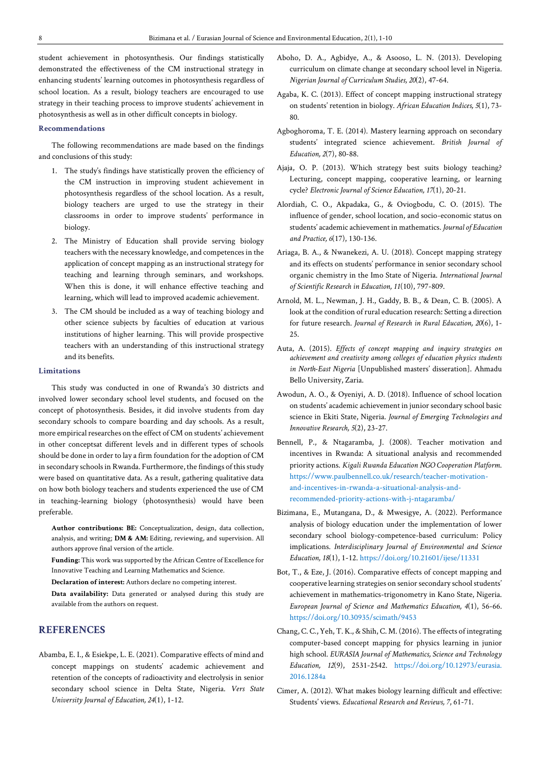student achievement in photosynthesis. Our findings statistically demonstrated the effectiveness of the CM instructional strategy in enhancing students' learning outcomes in photosynthesis regardless of school location. As a result, biology teachers are encouraged to use strategy in their teaching process to improve students' achievement in photosynthesis as well as in other difficult concepts in biology.

### Recommendations

The following recommendations are made based on the findings and conclusions of this study:

1. The study's findings have statistically proven the efficiency of the CM instruction in improving student achievement in photosynthesis regardless of the school location. As a result, biology teachers are urged to use the strategy in their classrooms in order to improve students' performance in biology.
2. The Ministry of Education shall provide serving biology teachers with the necessary knowledge, and competences in the application of concept mapping as an instructional strategy for teaching and learning through seminars, and workshops. When this is done, it will enhance effective teaching and learning, which will lead to improved academic achievement.
3. The CM should be included as a way of teaching biology and other science subjects by faculties of education at various institutions of higher learning. This will provide prospective teachers with an understanding of this instructional strategy and its benefits.

### Limitations

This study was conducted in one of Rwanda's 30 districts and involved lower secondary school level students, and focused on the concept of photosynthesis. Besides, it did involve students from day secondary schools to compare boarding and day schools. As a result, more empirical researches on the effect of CM on students' achievement in other conceptsat different levels and in different types of schools should be done in order to lay a firm foundation for the adoption of CM in secondary schools in Rwanda. Furthermore, the findings of this study were based on quantitative data. As a result, gathering qualitative data on how both biology teachers and students experienced the use of CM in teaching-learning biology (photosynthesis) would have been preferable.

**Author contributions: BE:** Conceptualization, design, data collection, analysis, and writing; **DM & AM:** Editing, reviewing, and supervision. All authors approve final version of the article.

**Funding:** This work was supported by the African Centre of Excellence for Innovative Teaching and Learning Mathematics and Science.

**Declaration of interest:** Authors declare no competing interest.

**Data availability:** Data generated or analysed during this study are available from the authors on request.

## REFERENCES

Abamba, E. I., & Esiekpe, L. E. (2021). Comparative effects of mind and concept mappings on students' academic achievement and retention of the concepts of radioactivity and electrolysis in senior secondary school science in Delta State, Nigeria. *Vers State University Journal of Education, 24*(1), 1-12.

Aboho, D. A., Agbidye, A., & Asooso, L. N. (2013). Developing curriculum on climate change at secondary school level in Nigeria. *Nigerian Journal of Curriculum Studies, 20*(2), 47-64.

Agaba, K. C. (2013). Effect of concept mapping instructional strategy on students' retention in biology. *African Education Indices, 5*(1), 73-80.

Agboghoroma, T. E. (2014). Mastery learning approach on secondary students' integrated science achievement. *British Journal of Education, 2*(7), 80-88.

Ajaja, O. P. (2013). Which strategy best suits biology teaching? Lecturing, concept mapping, cooperative learning, or learning cycle? *Electronic Journal of Science Education, 17*(1), 20-21.

Alordiah, C. O., Akpadaka, G., & Oviogbodu, C. O. (2015). The influence of gender, school location, and socio-economic status on students' academic achievement in mathematics. *Journal of Education and Practice, 6*(17), 130-136.

Ariaga, B. A., & Nwanekezi, A. U. (2018). Concept mapping strategy and its effects on students' performance in senior secondary school organic chemistry in the Imo State of Nigeria. *International Journal of Scientific Research in Education, 11*(10), 797-809.

Arnold, M. L., Newman, J. H., Gaddy, B. B., & Dean, C. B. (2005). A look at the condition of rural education research: Setting a direction for future research. *Journal of Research in Rural Education, 20*(6), 1-25.

Auta, A. (2015). *Effects of concept mapping and inquiry strategies on achievement and creativity among colleges of education physics students in North-East Nigeria* [Unpublished masters' disseration]. Ahmadu Bello University, Zaria.

Awodun, A. O., & Oyeniyi, A. D. (2018). Influence of school location on students' academic achievement in junior secondary school basic science in Ekiti State, Nigeria. *Journal of Emerging Technologies and Innovative Research, 5*(2), 23-27.

Bennell, P., & Ntagaramba, J. (2008). Teacher motivation and incentives in Rwanda: A situational analysis and recommended priority actions. *Kigali Rwanda Education NGO Cooperation Platform*. https://www.paulbennell.co.uk/research/teacher-motivation-and-incentives-in-rwanda-a-situational-analysis-and-recommended-priority-actions-with-j-ntagaramba/

Bizimana, E., Mutangana, D., & Mwesigye, A. (2022). Performance analysis of biology education under the implementation of lower secondary school biology-competence-based curriculum: Policy implications. *Interdisciplinary Journal of Environmental and Science Education, 18*(1), 1-12. https://doi.org/10.21601/ijese/11331

Bot, T., & Eze, J. (2016). Comparative effects of concept mapping and cooperative learning strategies on senior secondary school students' achievement in mathematics-trigonometry in Kano State, Nigeria. *European Journal of Science and Mathematics Education, 4*(1), 56-66. https://doi.org/10.30935/scimath/9453

Chang, C. C., Yeh, T. K., & Shih, C. M. (2016). The effects of integrating computer-based concept mapping for physics learning in junior high school. *EURASIA Journal of Mathematics, Science and Technology Education, 12*(9), 2531-2542. https://doi.org/10.12973/eurasia.2016.1284a

Cimer, A. (2012). What makes biology learning difficult and effective: Students' views. *Educational Research and Reviews, 7*, 61-71.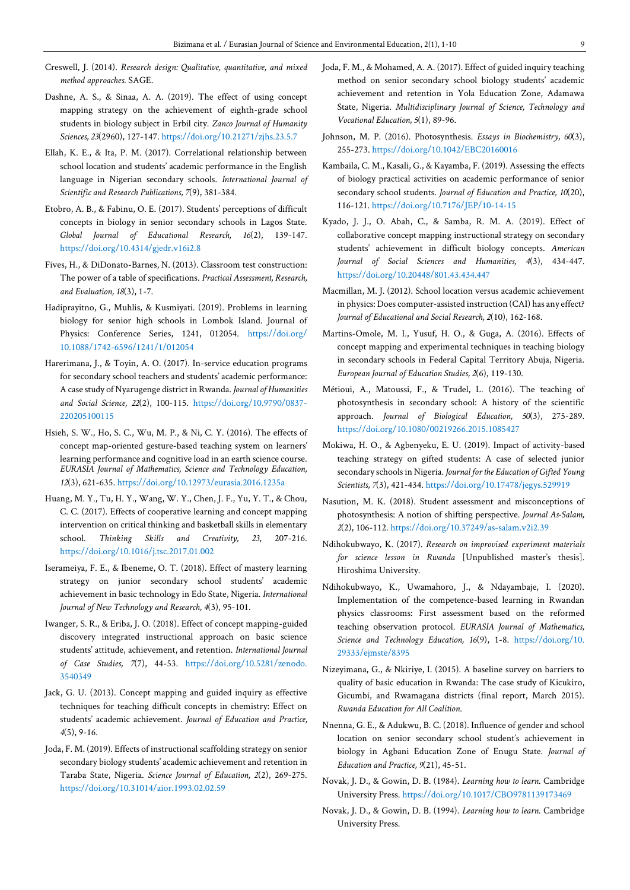Creswell, J. (2014). *Research design: Qualitative, quantitative, and mixed method approaches.* SAGE.

Dashne, A. S., & Sinaa, A. A. (2019). The effect of using concept mapping strategy on the achievement of eighth-grade school students in biology subject in Erbil city. *Zanco Journal of Humanity Sciences, 23*(2960), 127-147. https://doi.org/10.21271/zjhs.23.5.7

Ellah, K. E., & Ita, P. M. (2017). Correlational relationship between school location and students' academic performance in the English language in Nigerian secondary schools. *International Journal of Scientific and Research Publications, 7*(9), 381-384.

Etobro, A. B., & Fabinu, O. E. (2017). Students' perceptions of difficult concepts in biology in senior secondary schools in Lagos State. *Global Journal of Educational Research, 16*(2), 139-147. https://doi.org/10.4314/gjedr.v16i2.8

Fives, H., & DiDonato-Barnes, N. (2013). Classroom test construction: The power of a table of specifications. *Practical Assessment, Research, and Evaluation, 18*(3), 1-7.

Hadiprayitno, G., Muhlis, & Kusmiyati. (2019). Problems in learning biology for senior high schools in Lombok Island. Journal of Physics: Conference Series, 1241, 012054. https://doi.org/10.1088/1742-6596/1241/1/012054

Harerimana, J., & Toyin, A. O. (2017). In-service education programs for secondary school teachers and students' academic performance: A case study of Nyarugenge district in Rwanda. *Journal of Humanities and Social Science, 22*(2), 100-115. https://doi.org/10.9790/0837-220205100115

Hsieh, S. W., Ho, S. C., Wu, M. P., & Ni, C. Y. (2016). The effects of concept map-oriented gesture-based teaching system on learners' learning performance and cognitive load in an earth science course. *EURASIA Journal of Mathematics, Science and Technology Education, 12*(3), 621-635. https://doi.org/10.12973/eurasia.2016.1235a

Huang, M. Y., Tu, H. Y., Wang, W. Y., Chen, J. F., Yu, Y. T., & Chou, C. C. (2017). Effects of cooperative learning and concept mapping intervention on critical thinking and basketball skills in elementary school. *Thinking Skills and Creativity, 23*, 207-216. https://doi.org/10.1016/j.tsc.2017.01.002

Iserameiya, F. E., & Ibeneme, O. T. (2018). Effect of mastery learning strategy on junior secondary school students' academic achievement in basic technology in Edo State, Nigeria. *International Journal of New Technology and Research, 4*(3), 95-101.

Iwanger, S. R., & Eriba, J. O. (2018). Effect of concept mapping-guided discovery integrated instructional approach on basic science students' attitude, achievement, and retention. *International Journal of Case Studies, 7*(7), 44-53. https://doi.org/10.5281/zenodo.3540349

Jack, G. U. (2013). Concept mapping and guided inquiry as effective techniques for teaching difficult concepts in chemistry: Effect on students' academic achievement. *Journal of Education and Practice, 4*(5), 9-16.

Joda, F. M. (2019). Effects of instructional scaffolding strategy on senior secondary biology students' academic achievement and retention in Taraba State, Nigeria. *Science Journal of Education, 2*(2), 269-275. https://doi.org/10.31014/aior.1993.02.02.59

Joda, F. M., & Mohamed, A. A. (2017). Effect of guided inquiry teaching method on senior secondary school biology students' academic achievement and retention in Yola Education Zone, Adamawa State, Nigeria. *Multidisciplinary Journal of Science, Technology and Vocational Education, 5*(1), 89-96.

Johnson, M. P. (2016). Photosynthesis. *Essays in Biochemistry, 60*(3), 255-273. https://doi.org/10.1042/EBC20160016

Kambaila, C. M., Kasali, G., & Kayamba, F. (2019). Assessing the effects of biology practical activities on academic performance of senior secondary school students. *Journal of Education and Practice, 10*(20), 116-121. https://doi.org/10.7176/JEP/10-14-15

Kyado, J. J., O. Abah, C., & Samba, R. M. A. (2019). Effect of collaborative concept mapping instructional strategy on secondary students' achievement in difficult biology concepts. *American Journal of Social Sciences and Humanities, 4*(3), 434-447. https://doi.org/10.20448/801.43.434.447

Macmillan, M. J. (2012). School location versus academic achievement in physics: Does computer-assisted instruction (CAI) has any effect? *Journal of Educational and Social Research, 2*(10), 162-168.

Martins-Omole, M. I., Yusuf, H. O., & Guga, A. (2016). Effects of concept mapping and experimental techniques in teaching biology in secondary schools in Federal Capital Territory Abuja, Nigeria. *European Journal of Education Studies, 2*(6), 119-130.

Métioui, A., Matoussi, F., & Trudel, L. (2016). The teaching of photosynthesis in secondary school: A history of the scientific approach. *Journal of Biological Education, 50*(3), 275-289. https://doi.org/10.1080/00219266.2015.1085427

Mokiwa, H. O., & Agbenyeku, E. U. (2019). Impact of activity-based teaching strategy on gifted students: A case of selected junior secondary schools in Nigeria. *Journal for the Education of Gifted Young Scientists, 7*(3), 421-434. https://doi.org/10.17478/jegys.529919

Nasution, M. K. (2018). Student assessment and misconceptions of photosynthesis: A notion of shifting perspective. *Journal As-Salam, 2*(2), 106-112. https://doi.org/10.37249/as-salam.v2i2.39

Ndihokubwayo, K. (2017). *Research on improvised experiment materials for science lesson in Rwanda* [Unpublished master's thesis]. Hiroshima University.

Ndihokubwayo, K., Uwamahoro, J., & Ndayambaje, I. (2020). Implementation of the competence-based learning in Rwandan physics classrooms: First assessment based on the reformed teaching observation protocol. *EURASIA Journal of Mathematics, Science and Technology Education, 16*(9), 1-8. https://doi.org/10.29333/ejmste/8395

Nizeyimana, G., & Nkiriye, I. (2015). A baseline survey on barriers to quality of basic education in Rwanda: The case study of Kicukiro, Gicumbi, and Rwamagana districts (final report, March 2015). *Rwanda Education for All Coalition.*

Nnenna, G. E., & Adukwu, B. C. (2018). Influence of gender and school location on senior secondary school student's achievement in biology in Agbani Education Zone of Enugu State. *Journal of Education and Practice, 9*(21), 45-51.

Novak, J. D., & Gowin, D. B. (1984). *Learning how to learn.* Cambridge University Press. https://doi.org/10.1017/CBO9781139173469

Novak, J. D., & Gowin, D. B. (1994). *Learning how to learn.* Cambridge University Press.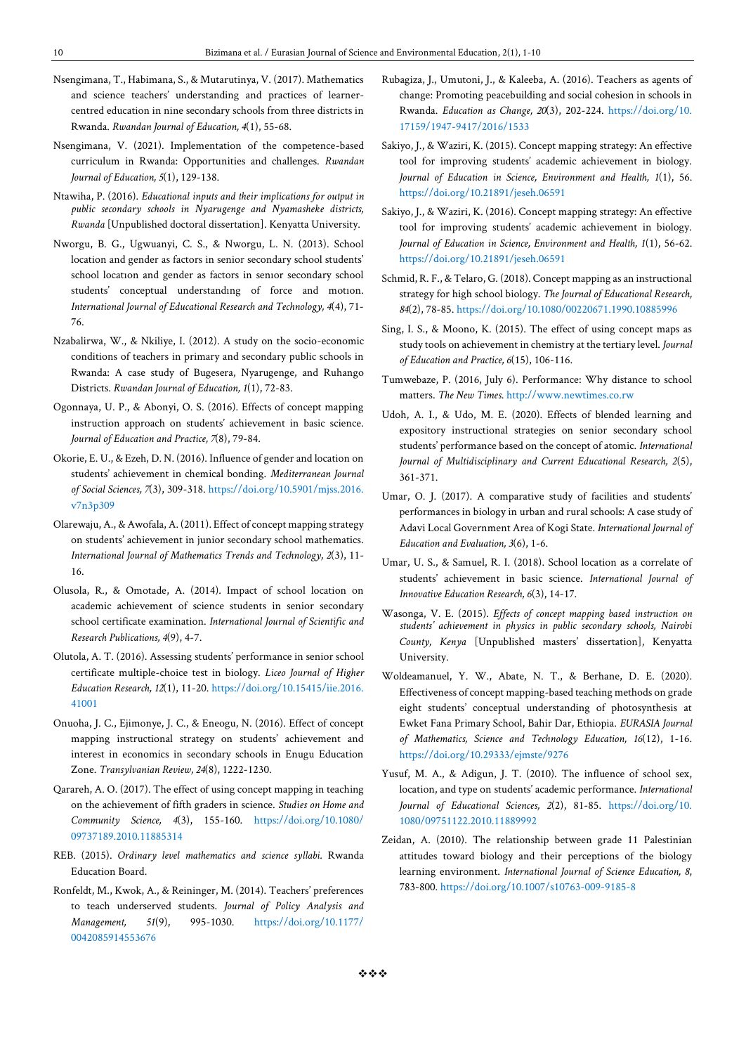Nsengimana, T., Habimana, S., & Mutarutinya, V. (2017). Mathematics and science teachers' understanding and practices of learner-centred education in nine secondary schools from three districts in Rwanda. *Rwandan Journal of Education, 4*(1), 55-68.

Nsengimana, V. (2021). Implementation of the competence-based curriculum in Rwanda: Opportunities and challenges. *Rwandan Journal of Education, 5*(1), 129-138.

Ntawiha, P. (2016). *Educational inputs and their implications for output in public secondary schools in Nyarugenge and Nyamasheke districts, Rwanda* [Unpublished doctoral dissertation]. Kenyatta University.

Nworgu, B. G., Ugwuanyi, C. S., & Nworgu, L. N. (2013). School location and gender as factors in senior secondary school students' school locatıon and gender as factors in senıor secondary school students' conceptual understandıng of force and motıon. *International Journal of Educational Research and Technology, 4*(4), 71-76.

Nzabalirwa, W., & Nkiliye, I. (2012). A study on the socio-economic conditions of teachers in primary and secondary public schools in Rwanda: A case study of Bugesera, Nyarugenge, and Ruhango Districts. *Rwandan Journal of Education, 1*(1), 72-83.

Ogonnaya, U. P., & Abonyi, O. S. (2016). Effects of concept mapping instruction approach on students' achievement in basic science. *Journal of Education and Practice, 7*(8), 79-84.

Okorie, E. U., & Ezeh, D. N. (2016). Influence of gender and location on students' achievement in chemical bonding. *Mediterranean Journal of Social Sciences, 7*(3), 309-318. https://doi.org/10.5901/mjss.2016.v7n3p309

Olarewaju, A., & Awofala, A. (2011). Effect of concept mapping strategy on students' achievement in junior secondary school mathematics. *International Journal of Mathematics Trends and Technology, 2*(3), 11-16.

Olusola, R., & Omotade, A. (2014). Impact of school location on academic achievement of science students in senior secondary school certificate examination. *International Journal of Scientific and Research Publications, 4*(9), 4-7.

Olutola, A. T. (2016). Assessing students' performance in senior school certificate multiple-choice test in biology. *Liceo Journal of Higher Education Research, 12*(1), 11-20. https://doi.org/10.15415/iie.2016.41001

Onuoha, J. C., Ejimonye, J. C., & Eneogu, N. (2016). Effect of concept mapping instructional strategy on students' achievement and interest in economics in secondary schools in Enugu Education Zone. *Transylvanian Review, 24*(8), 1222-1230.

Qarareh, A. O. (2017). The effect of using concept mapping in teaching on the achievement of fifth graders in science. *Studies on Home and Community Science, 4*(3), 155-160. https://doi.org/10.1080/09737189.2010.11885314

REB. (2015). *Ordinary level mathematics and science syllabi*. Rwanda Education Board.

Ronfeldt, M., Kwok, A., & Reininger, M. (2014). Teachers' preferences to teach underserved students. *Journal of Policy Analysis and Management, 51*(9), 995-1030. https://doi.org/10.1177/0042085914553676

Rubagiza, J., Umutoni, J., & Kaleeba, A. (2016). Teachers as agents of change: Promoting peacebuilding and social cohesion in schools in Rwanda. *Education as Change, 20*(3), 202-224. https://doi.org/10.17159/1947-9417/2016/1533

Sakiyo, J., & Waziri, K. (2015). Concept mapping strategy: An effective tool for improving students' academic achievement in biology. *Journal of Education in Science, Environment and Health, 1*(1), 56. https://doi.org/10.21891/jeseh.06591

Sakiyo, J., & Waziri, K. (2016). Concept mapping strategy: An effective tool for improving students' academic achievement in biology. *Journal of Education in Science, Environment and Health, 1*(1), 56-62. https://doi.org/10.21891/jeseh.06591

Schmid, R. F., & Telaro, G. (2018). Concept mapping as an instructional strategy for high school biology. *The Journal of Educational Research, 84*(2), 78-85. https://doi.org/10.1080/00220671.1990.10885996

Sing, I. S., & Moono, K. (2015). The effect of using concept maps as study tools on achievement in chemistry at the tertiary level. *Journal of Education and Practice, 6*(15), 106-116.

Tumwebaze, P. (2016, July 6). Performance: Why distance to school matters. *The New Times*. http://www.newtimes.co.rw

Udoh, A. I., & Udo, M. E. (2020). Effects of blended learning and expository instructional strategies on senior secondary school students' performance based on the concept of atomic. *International Journal of Multidisciplinary and Current Educational Research, 2*(5), 361-371.

Umar, O. J. (2017). A comparative study of facilities and students' performances in biology in urban and rural schools: A case study of Adavi Local Government Area of Kogi State. *International Journal of Education and Evaluation, 3*(6), 1-6.

Umar, U. S., & Samuel, R. I. (2018). School location as a correlate of students' achievement in basic science. *International Journal of Innovative Education Research, 6*(3), 14-17.

Wasonga, V. E. (2015). *Effects of concept mapping based instruction on students' achievement in physics in public secondary schools, Nairobi County, Kenya* [Unpublished masters' dissertation], Kenyatta University.

Woldeamanuel, Y. W., Abate, N. T., & Berhane, D. E. (2020). Effectiveness of concept mapping-based teaching methods on grade eight students' conceptual understanding of photosynthesis at Ewket Fana Primary School, Bahir Dar, Ethiopia. *EURASIA Journal of Mathematics, Science and Technology Education, 16*(12), 1-16. https://doi.org/10.29333/ejmste/9276

Yusuf, M. A., & Adigun, J. T. (2010). The influence of school sex, location, and type on students' academic performance. *International Journal of Educational Sciences, 2*(2), 81-85. https://doi.org/10.1080/09751122.2010.11889992

Zeidan, A. (2010). The relationship between grade 11 Palestinian attitudes toward biology and their perceptions of the biology learning environment. *International Journal of Science Education, 8*, 783-800. https://doi.org/10.1007/s10763-009-9185-8

❖❖❖